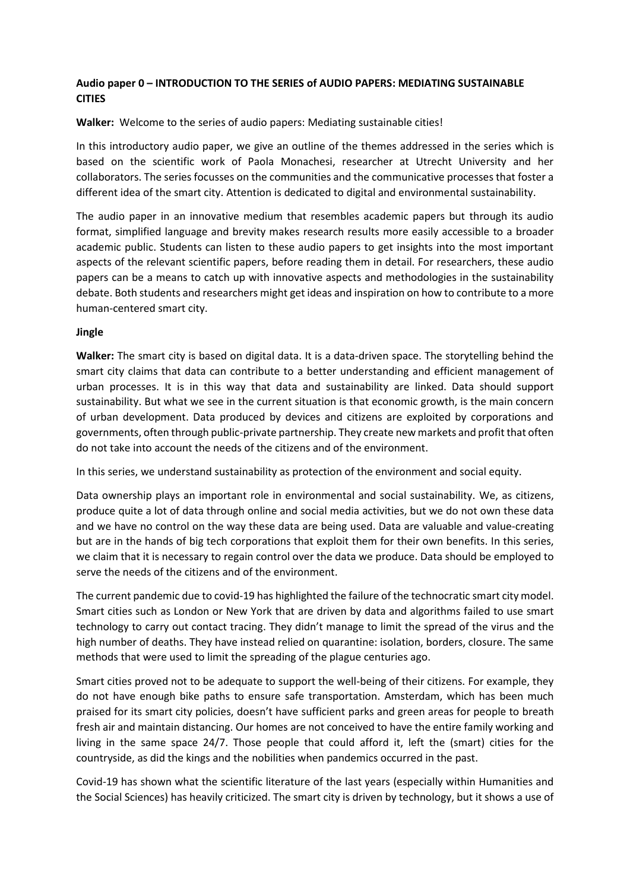**Audio paper 0 – INTRODUCTION TO THE SERIES of AUDIO PAPERS: MEDIATING SUSTAINABLE CITIES**

**Walker:** Welcome to the series of audio papers: Mediating sustainable cities!

In this introductory audio paper, we give an outline of the themes addressed in the series which is based on the scientific work of Paola Monachesi, researcher at Utrecht University and her collaborators. The series focusses on the communities and the communicative processes that foster a different idea of the smart city. Attention is dedicated to digital and environmental sustainability.

The audio paper in an innovative medium that resembles academic papers but through its audio format, simplified language and brevity makes research results more easily accessible to a broader academic public. Students can listen to these audio papers to get insights into the most important aspects of the relevant scientific papers, before reading them in detail. For researchers, these audio papers can be a means to catch up with innovative aspects and methodologies in the sustainability debate. Both students and researchers might get ideas and inspiration on how to contribute to a more human-centered smart city.

**Jingle**

**Walker:** The smart city is based on digital data. It is a data-driven space. The storytelling behind the smart city claims that data can contribute to a better understanding and efficient management of urban processes. It is in this way that data and sustainability are linked. Data should support sustainability. But what we see in the current situation is that economic growth, is the main concern of urban development. Data produced by devices and citizens are exploited by corporations and governments, often through public-private partnership. They create new markets and profit that often do not take into account the needs of the citizens and of the environment.

In this series, we understand sustainability as protection of the environment and social equity.

Data ownership plays an important role in environmental and social sustainability. We, as citizens, produce quite a lot of data through online and social media activities, but we do not own these data and we have no control on the way these data are being used. Data are valuable and value-creating but are in the hands of big tech corporations that exploit them for their own benefits. In this series, we claim that it is necessary to regain control over the data we produce. Data should be employed to serve the needs of the citizens and of the environment.

The current pandemic due to covid-19 has highlighted the failure of the technocratic smart city model. Smart cities such as London or New York that are driven by data and algorithms failed to use smart technology to carry out contact tracing. They didn't manage to limit the spread of the virus and the high number of deaths. They have instead relied on quarantine: isolation, borders, closure. The same methods that were used to limit the spreading of the plague centuries ago.

Smart cities proved not to be adequate to support the well-being of their citizens. For example, they do not have enough bike paths to ensure safe transportation. Amsterdam, which has been much praised for its smart city policies, doesn't have sufficient parks and green areas for people to breath fresh air and maintain distancing. Our homes are not conceived to have the entire family working and living in the same space 24/7. Those people that could afford it, left the (smart) cities for the countryside, as did the kings and the nobilities when pandemics occurred in the past.

Covid-19 has shown what the scientific literature of the last years (especially within Humanities and the Social Sciences) has heavily criticized. The smart city is driven by technology, but it shows a use of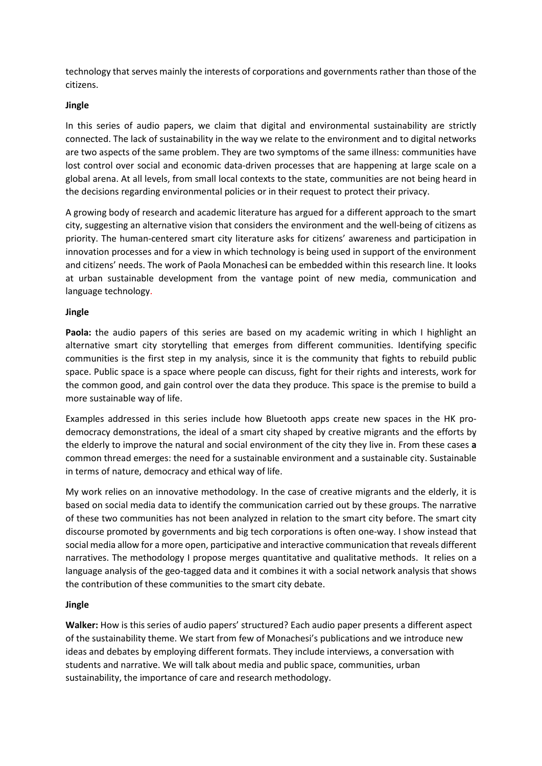technology that serves mainly the interests of corporations and governments rather than those of the citizens.

**Jingle**

In this series of audio papers, we claim that digital and environmental sustainability are strictly connected. The lack of sustainability in the way we relate to the environment and to digital networks are two aspects of the same problem. They are two symptoms of the same illness: communities have lost control over social and economic data-driven processes that are happening at large scale on a global arena. At all levels, from small local contexts to the state, communities are not being heard in the decisions regarding environmental policies or in their request to protect their privacy.

A growing body of research and academic literature has argued for a different approach to the smart city, suggesting an alternative vision that considers the environment and the well-being of citizens as priority. The human-centered smart city literature asks for citizens' awareness and participation in innovation processes and for a view in which technology is being used in support of the environment and citizens' needs. The work of Paola Monachesi can be embedded within this research line. It looks at urban sustainable development from the vantage point of new media, communication and language technology.

**Jingle**

**Paola:** the audio papers of this series are based on my academic writing in which I highlight an alternative smart city storytelling that emerges from different communities. Identifying specific communities is the first step in my analysis, since it is the community that fights to rebuild public space. Public space is a space where people can discuss, fight for their rights and interests, work for the common good, and gain control over the data they produce. This space is the premise to build a more sustainable way of life.

Examples addressed in this series include how Bluetooth apps create new spaces in the HK pro-democracy demonstrations, the ideal of a smart city shaped by creative migrants and the efforts by the elderly to improve the natural and social environment of the city they live in. From these cases **a** common thread emerges: the need for a sustainable environment and a sustainable city. Sustainable in terms of nature, democracy and ethical way of life.

My work relies on an innovative methodology. In the case of creative migrants and the elderly, it is based on social media data to identify the communication carried out by these groups. The narrative of these two communities has not been analyzed in relation to the smart city before. The smart city discourse promoted by governments and big tech corporations is often one-way. I show instead that social media allow for a more open, participative and interactive communication that reveals different narratives. The methodology I propose merges quantitative and qualitative methods. It relies on a language analysis of the geo-tagged data and it combines it with a social network analysis that shows the contribution of these communities to the smart city debate.

**Jingle**

**Walker:** How is this series of audio papers' structured? Each audio paper presents a different aspect of the sustainability theme. We start from few of Monachesi's publications and we introduce new ideas and debates by employing different formats. They include interviews, a conversation with students and narrative. We will talk about media and public space, communities, urban sustainability, the importance of care and research methodology.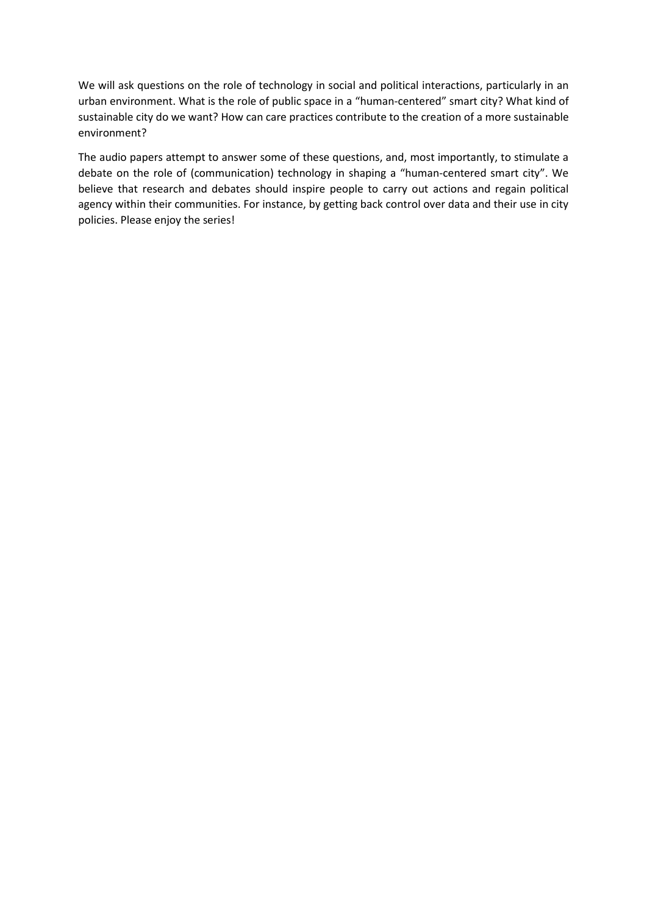We will ask questions on the role of technology in social and political interactions, particularly in an urban environment. What is the role of public space in a "human-centered" smart city? What kind of sustainable city do we want? How can care practices contribute to the creation of a more sustainable environment?

The audio papers attempt to answer some of these questions, and, most importantly, to stimulate a debate on the role of (communication) technology in shaping a "human-centered smart city". We believe that research and debates should inspire people to carry out actions and regain political agency within their communities. For instance, by getting back control over data and their use in city policies. Please enjoy the series!